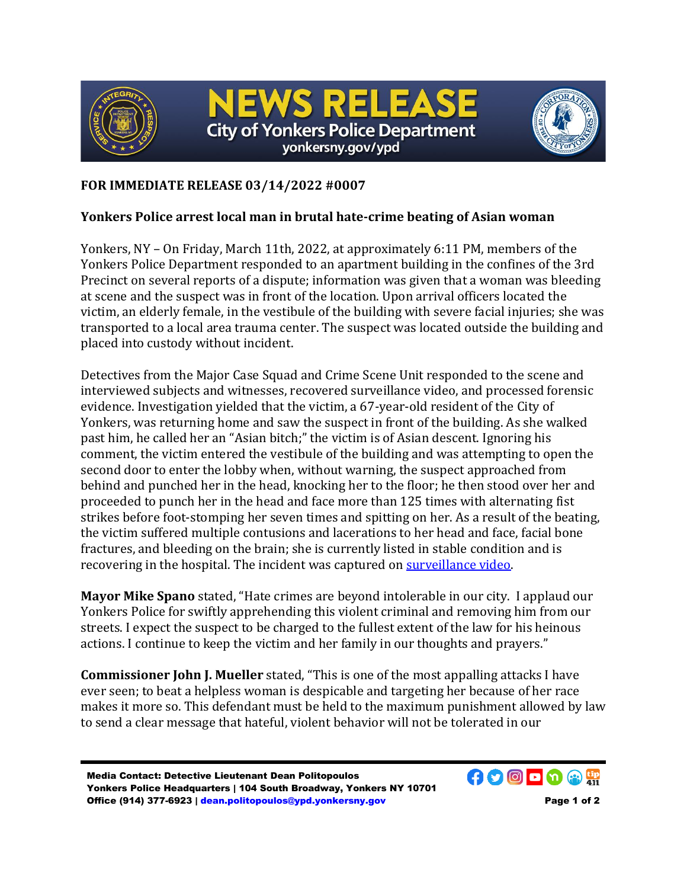# NEWS RELEASE

## City of Yonkers Police Department

yonkersny.gov/ypd

**FOR IMMEDIATE RELEASE 03/14/2022 #0007**

**Yonkers Police arrest local man in brutal hate-crime beating of Asian woman**

Yonkers, NY – On Friday, March 11th, 2022, at approximately 6:11 PM, members of the Yonkers Police Department responded to an apartment building in the confines of the 3rd Precinct on several reports of a dispute; information was given that a woman was bleeding at scene and the suspect was in front of the location. Upon arrival officers located the victim, an elderly female, in the vestibule of the building with severe facial injuries; she was transported to a local area trauma center. The suspect was located outside the building and placed into custody without incident.

Detectives from the Major Case Squad and Crime Scene Unit responded to the scene and interviewed subjects and witnesses, recovered surveillance video, and processed forensic evidence. Investigation yielded that the victim, a 67-year-old resident of the City of Yonkers, was returning home and saw the suspect in front of the building. As she walked past him, he called her an "Asian bitch;" the victim is of Asian descent. Ignoring his comment, the victim entered the vestibule of the building and was attempting to open the second door to enter the lobby when, without warning, the suspect approached from behind and punched her in the head, knocking her to the floor; he then stood over her and proceeded to punch her in the head and face more than 125 times with alternating fist strikes before foot-stomping her seven times and spitting on her. As a result of the beating, the victim suffered multiple contusions and lacerations to her head and face, facial bone fractures, and bleeding on the brain; she is currently listed in stable condition and is recovering in the hospital. The incident was captured on surveillance video.

**Mayor Mike Spano** stated, "Hate crimes are beyond intolerable in our city. I applaud our Yonkers Police for swiftly apprehending this violent criminal and removing him from our streets. I expect the suspect to be charged to the fullest extent of the law for his heinous actions. I continue to keep the victim and her family in our thoughts and prayers."

**Commissioner John J. Mueller** stated, "This is one of the most appalling attacks I have ever seen; to beat a helpless woman is despicable and targeting her because of her race makes it more so. This defendant must be held to the maximum punishment allowed by law to send a clear message that hateful, violent behavior will not be tolerated in our

**Media Contact: Detective Lieutenant Dean Politopoulos**
**Yonkers Police Headquarters | 104 South Broadway, Yonkers NY 10701**
**Office (914) 377-6923 | dean.politopoulos@ypd.yonkersny.gov**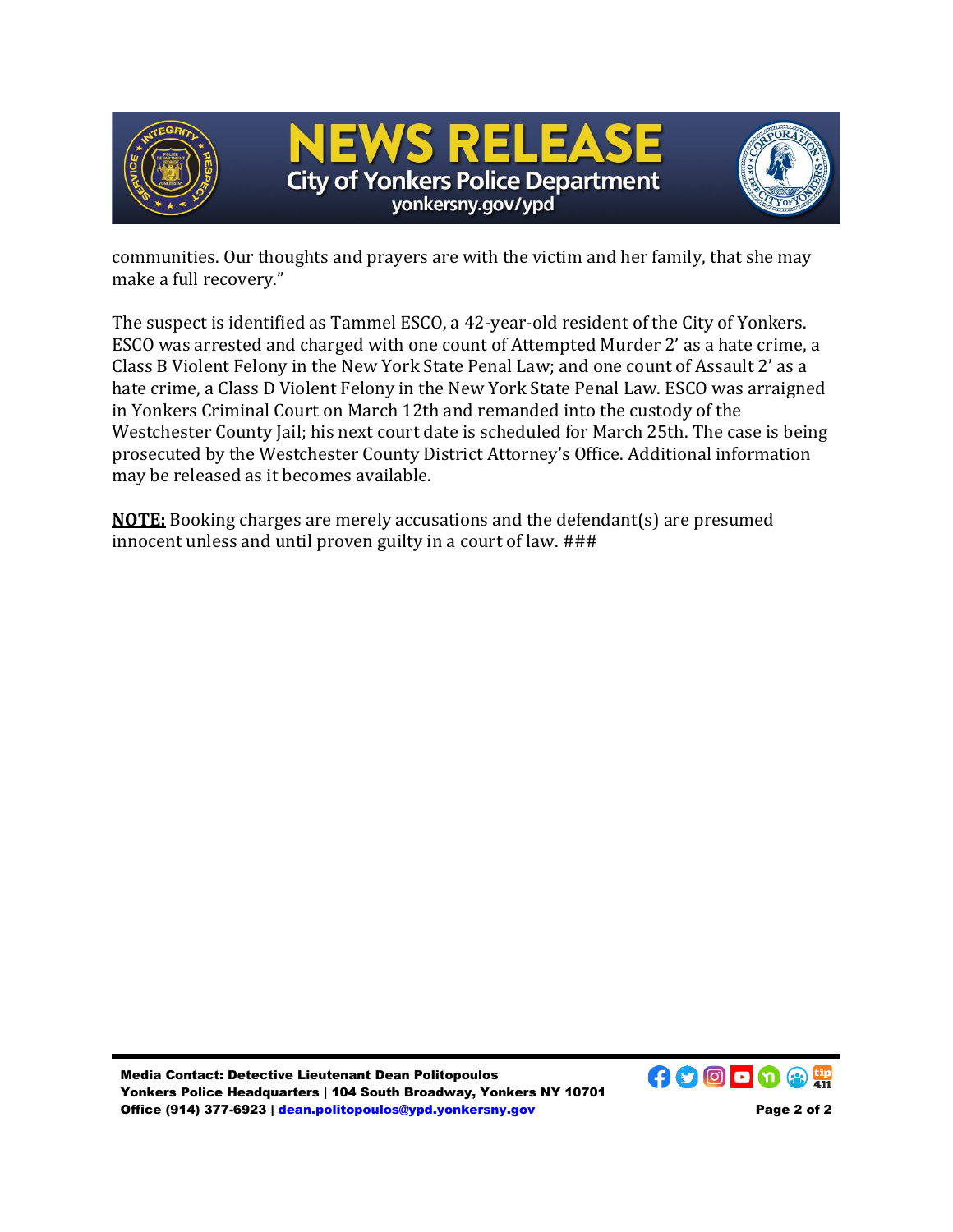communities. Our thoughts and prayers are with the victim and her family, that she may make a full recovery."

The suspect is identified as Tammel ESCO, a 42-year-old resident of the City of Yonkers. ESCO was arrested and charged with one count of Attempted Murder 2' as a hate crime, a Class B Violent Felony in the New York State Penal Law; and one count of Assault 2' as a hate crime, a Class D Violent Felony in the New York State Penal Law. ESCO was arraigned in Yonkers Criminal Court on March 12th and remanded into the custody of the Westchester County Jail; his next court date is scheduled for March 25th. The case is being prosecuted by the Westchester County District Attorney's Office. Additional information may be released as it becomes available.

**NOTE:** Booking charges are merely accusations and the defendant(s) are presumed innocent unless and until proven guilty in a court of law. ###

**Media Contact: Detective Lieutenant Dean Politopoulos**
**Yonkers Police Headquarters | 104 South Broadway, Yonkers NY 10701**
**Office (914) 377-6923 | dean.politopoulos@ypd.yonkersny.gov**